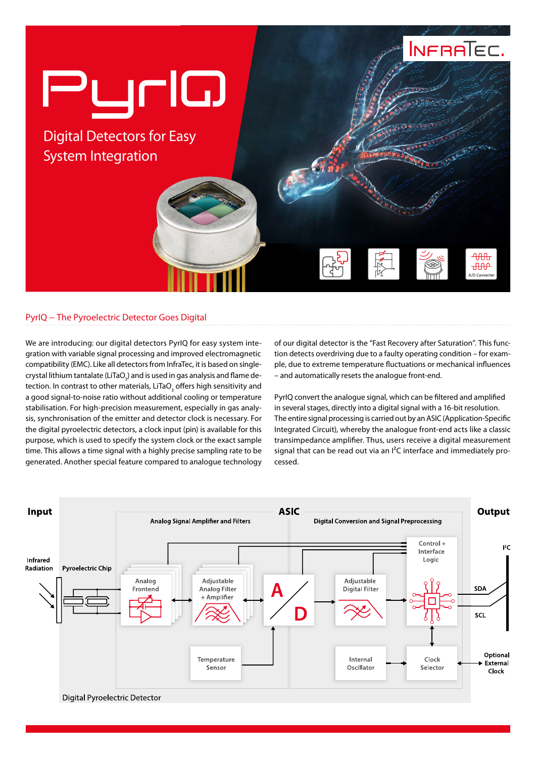# PyrIQ

## Digital Detectors for Easy System Integration

InfraTec

A/D Converter

## PyrIQ – The Pyroelectric Detector Goes Digital

We are introducing: our digital detectors PyrIQ for easy system integration with variable signal processing and improved electromagnetic compatibility (EMC). Like all detectors from InfraTec, it is based on single-crystal lithium tantalate ($LiTaO_3$) and is used in gas analysis and flame detection. In contrast to other materials, $LiTaO_3$ offers high sensitivity and a good signal-to-noise ratio without additional cooling or temperature stabilisation. For high-precision measurement, especially in gas analysis, synchronisation of the emitter and detector clock is necessary. For the digital pyroelectric detectors, a clock input (pin) is available for this purpose, which is used to specify the system clock or the exact sample time. This allows a time signal with a highly precise sampling rate to be generated. Another special feature compared to analogue technology of our digital detector is the "Fast Recovery after Saturation". This function detects overdriving due to a faulty operating condition – for example, due to extreme temperature fluctuations or mechanical influences – and automatically resets the analogue front-end.

PyrIQ convert the analogue signal, which can be filtered and amplified in several stages, directly into a digital signal with a 16-bit resolution. The entire signal processing is carried out by an ASIC (Application-Specific Integrated Circuit), whereby the analogue front-end acts like a classic transimpedance amplifier. Thus, users receive a digital measurement signal that can be read out via an I²C interface and immediately processed.

**Input** | **ASIC** | **Output**

Analog Signal Amplifier and Filters | Digital Conversion and Signal Preprocessing

Infrared Radiation → Pyroelectric Chip → Analog Frontend ↔ Adjustable Analog Filter + Amplifier ↔ A/D → Adjustable Digital Filter → Control + Interface Logic → I²C (SDA, SCL)

Temperature Sensor → A/D

Internal Oscillator → Clock Selector ↔ Optional External Clock; Clock Selector ↔ Control + Interface Logic

Digital Pyroelectric Detector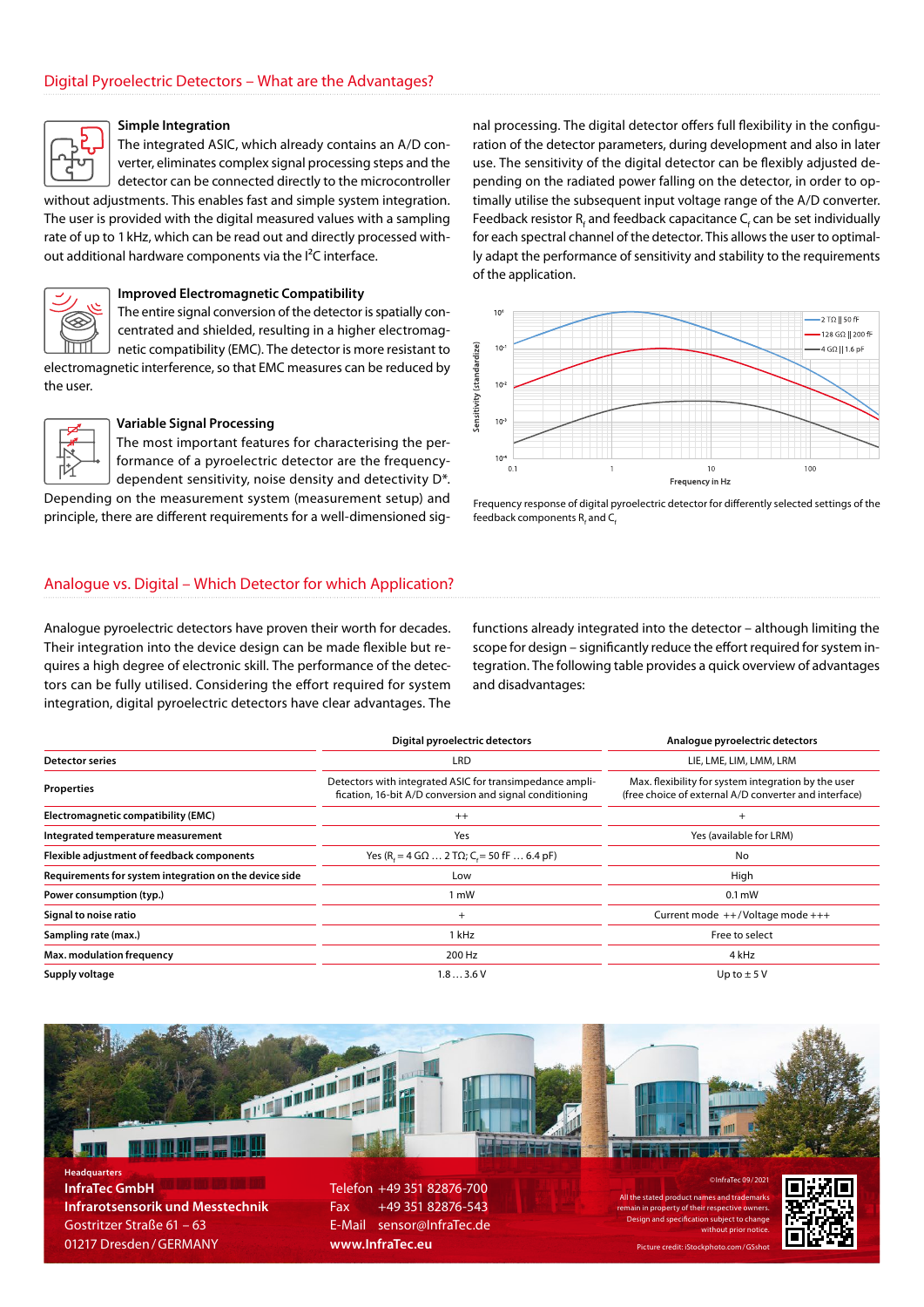## Digital Pyroelectric Detectors – What are the Advantages?

### Simple Integration

The integrated ASIC, which already contains an A/D converter, eliminates complex signal processing steps and the detector can be connected directly to the microcontroller without adjustments. This enables fast and simple system integration. The user is provided with the digital measured values with a sampling rate of up to 1 kHz, which can be read out and directly processed without additional hardware components via the $I^2C$ interface.

### Improved Electromagnetic Compatibility

The entire signal conversion of the detector is spatially concentrated and shielded, resulting in a higher electromagnetic compatibility (EMC). The detector is more resistant to electromagnetic interference, so that EMC measures can be reduced by the user.

### Variable Signal Processing

The most important features for characterising the performance of a pyroelectric detector are the frequency-dependent sensitivity, noise density and detectivity D*. Depending on the measurement system (measurement setup) and principle, there are different requirements for a well-dimensioned signal processing. The digital detector offers full flexibility in the configuration of the detector parameters, during development and also in later use. The sensitivity of the digital detector can be flexibly adjusted depending on the radiated power falling on the detector, in order to optimally utilise the subsequent input voltage range of the A/D converter. Feedback resistor $R_f$ and feedback capacitance $C_f$ can be set individually for each spectral channel of the detector. This allows the user to optimally adapt the performance of sensitivity and stability to the requirements of the application.

Sensitivity (standardize)
$10^0$
$10^{-1}$
$10^{-2}$
$10^{-3}$
$10^{-4}$
0.1
1
10
100
Frequency in Hz
2 TΩ || 50 fF
128 GΩ || 200 fF
4 GΩ || 1.6 pF

Frequency response of digital pyroelectric detector for differently selected settings of the feedback components $R_f$ and $C_f$

## Analogue vs. Digital – Which Detector for which Application?

Analogue pyroelectric detectors have proven their worth for decades. Their integration into the device design can be made flexible but requires a high degree of electronic skill. The performance of the detectors can be fully utilised. Considering the effort required for system integration, digital pyroelectric detectors have clear advantages. The functions already integrated into the detector – although limiting the scope for design – significantly reduce the effort required for system integration. The following table provides a quick overview of advantages and disadvantages:

| | Digital pyroelectric detectors | Analogue pyroelectric detectors |
|---|---|---|
| **Detector series** | LRD | LIE, LME, LIM, LMM, LRM |
| **Properties** | Detectors with integrated ASIC for transimpedance amplification, 16-bit A/D conversion and signal conditioning | Max. flexibility for system integration by the user (free choice of external A/D converter and interface) |
| **Electromagnetic compatibility (EMC)** | ++ | + |
| **Integrated temperature measurement** | Yes | Yes (available for LRM) |
| **Flexible adjustment of feedback components** | Yes ($R_f$ = 4 GΩ … 2 TΩ; $C_f$ = 50 fF … 6.4 pF) | No |
| **Requirements for system integration on the device side** | Low | High |
| **Power consumption (typ.)** | 1 mW | 0.1 mW |
| **Signal to noise ratio** | + | Current mode ++ / Voltage mode +++ |
| **Sampling rate (max.)** | 1 kHz | Free to select |
| **Max. modulation frequency** | 200 Hz | 4 kHz |
| **Supply voltage** | 1.8 … 3.6 V | Up to ± 5 V |

Headquarters
**InfraTec GmbH**
**Infrarotsensorik und Messtechnik**
Gostritzer Straße 61 – 63
01217 Dresden / GERMANY

Telefon +49 351 82876-700
Fax +49 351 82876-543
E-Mail sensor@InfraTec.de
**www.InfraTec.eu**

©InfraTec 09/2021
All the stated product names and trademarks remain in property of their respective owners. Design and specification subject to change without prior notice.

Picture credit: iStockphoto.com / GSshot